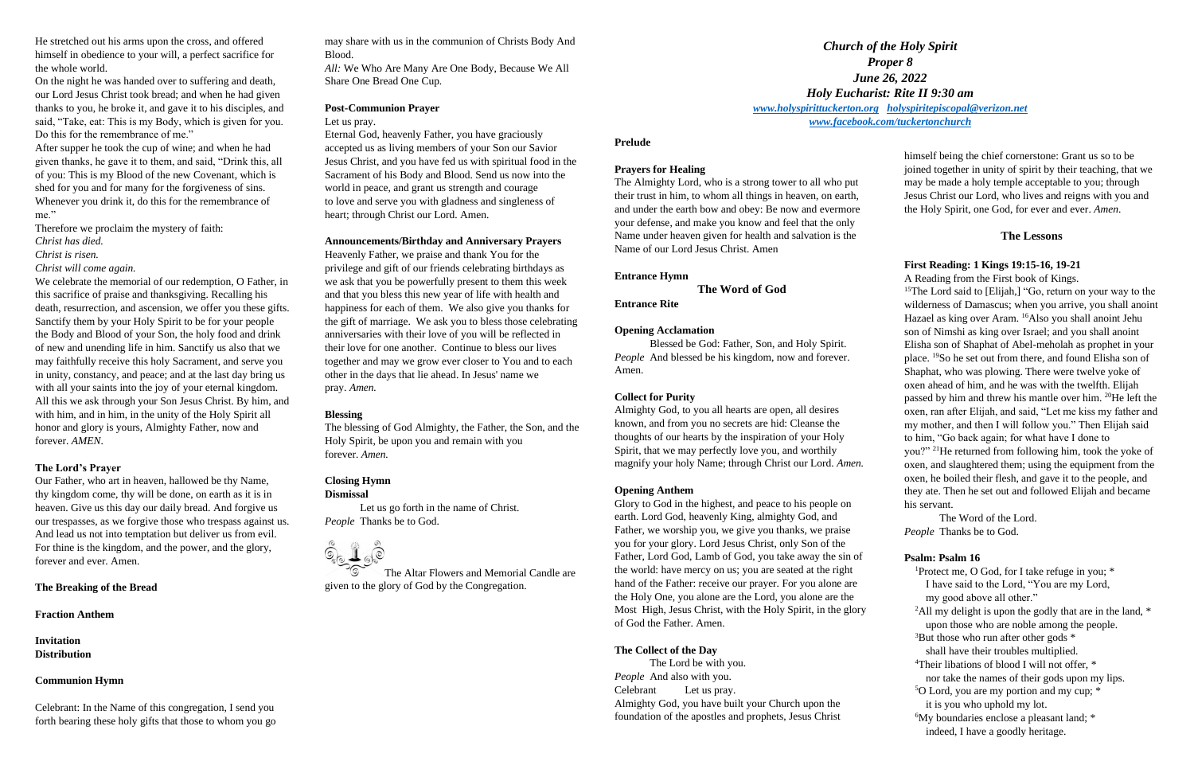He stretched out his arms upon the cross, and offered himself in obedience to your will, a perfect sacrifice for the whole world.

On the night he was handed over to suffering and death, our Lord Jesus Christ took bread; and when he had given thanks to you, he broke it, and gave it to his disciples, and said, "Take, eat: This is my Body, which is given for you. Do this for the remembrance of me."

After supper he took the cup of wine; and when he had given thanks, he gave it to them, and said, "Drink this, all of you: This is my Blood of the new Covenant, which is shed for you and for many for the forgiveness of sins. Whenever you drink it, do this for the remembrance of me."

Therefore we proclaim the mystery of faith:

*Christ has died.*
*Christ is risen.*
*Christ will come again.*

We celebrate the memorial of our redemption, O Father, in this sacrifice of praise and thanksgiving. Recalling his death, resurrection, and ascension, we offer you these gifts. Sanctify them by your Holy Spirit to be for your people the Body and Blood of your Son, the holy food and drink of new and unending life in him. Sanctify us also that we may faithfully receive this holy Sacrament, and serve you in unity, constancy, and peace; and at the last day bring us with all your saints into the joy of your eternal kingdom. All this we ask through your Son Jesus Christ. By him, and with him, and in him, in the unity of the Holy Spirit all honor and glory is yours, Almighty Father, now and forever. *AMEN.*

**The Lord's Prayer**

Our Father, who art in heaven, hallowed be thy Name, thy kingdom come, thy will be done, on earth as it is in heaven. Give us this day our daily bread. And forgive us our trespasses, as we forgive those who trespass against us. And lead us not into temptation but deliver us from evil. For thine is the kingdom, and the power, and the glory, forever and ever. Amen.

**The Breaking of the Bread**

**Fraction Anthem**

**Invitation**
**Distribution**

**Communion Hymn**

Celebrant: In the Name of this congregation, I send you forth bearing these holy gifts that those to whom you go may share with us in the communion of Christs Body And Blood.

*All:* We Who Are Many Are One Body, Because We All Share One Bread One Cup.

**Post-Communion Prayer**

Let us pray.

Eternal God, heavenly Father, you have graciously accepted us as living members of your Son our Savior Jesus Christ, and you have fed us with spiritual food in the Sacrament of his Body and Blood. Send us now into the world in peace, and grant us strength and courage to love and serve you with gladness and singleness of heart; through Christ our Lord. Amen.

**Announcements/Birthday and Anniversary Prayers**

Heavenly Father, we praise and thank You for the privilege and gift of our friends celebrating birthdays as we ask that you be powerfully present to them this week and that you bless this new year of life with health and happiness for each of them. We also give you thanks for the gift of marriage. We ask you to bless those celebrating anniversaries with their love of you will be reflected in their love for one another. Continue to bless our lives together and may we grow ever closer to You and to each other in the days that lie ahead. In Jesus' name we pray. *Amen.*

**Blessing**

The blessing of God Almighty, the Father, the Son, and the Holy Spirit, be upon you and remain with you forever. *Amen.*

**Closing Hymn**
**Dismissal**

Let us go forth in the name of Christ.
*People* Thanks be to God.

The Altar Flowers and Memorial Candle are given to the glory of God by the Congregation.

# *Church of the Holy Spirit*
## *Proper 8*
## *June 26, 2022*
## *Holy Eucharist: Rite II 9:30 am*

*www.holyspirittuckerton.org holyspiritepiscopal@verizon.net*
*www.facebook.com/tuckertonchurch*

**Prelude**

**Prayers for Healing**

The Almighty Lord, who is a strong tower to all who put their trust in him, to whom all things in heaven, on earth, and under the earth bow and obey: Be now and evermore your defense, and make you know and feel that the only Name under heaven given for health and salvation is the Name of our Lord Jesus Christ. Amen

**Entrance Hymn**

**The Word of God**

**Entrance Rite**

**Opening Acclamation**

Blessed be God: Father, Son, and Holy Spirit.
*People* And blessed be his kingdom, now and forever. Amen.

**Collect for Purity**

Almighty God, to you all hearts are open, all desires known, and from you no secrets are hid: Cleanse the thoughts of our hearts by the inspiration of your Holy Spirit, that we may perfectly love you, and worthily magnify your holy Name; through Christ our Lord. *Amen.*

**Opening Anthem**

Glory to God in the highest, and peace to his people on earth. Lord God, heavenly King, almighty God, and Father, we worship you, we give you thanks, we praise you for your glory. Lord Jesus Christ, only Son of the Father, Lord God, Lamb of God, you take away the sin of the world: have mercy on us; you are seated at the right hand of the Father: receive our prayer. For you alone are the Holy One, you alone are the Lord, you alone are the Most High, Jesus Christ, with the Holy Spirit, in the glory of God the Father. Amen.

**The Collect of the Day**

The Lord be with you.
*People* And also with you.
Celebrant Let us pray.

Almighty God, you have built your Church upon the foundation of the apostles and prophets, Jesus Christ himself being the chief cornerstone: Grant us so to be joined together in unity of spirit by their teaching, that we may be made a holy temple acceptable to you; through Jesus Christ our Lord, who lives and reigns with you and the Holy Spirit, one God, for ever and ever. *Amen.*

## The Lessons

**First Reading: 1 Kings 19:15-16, 19-21**

A Reading from the First book of Kings.

[15]The Lord said to [Elijah,] "Go, return on your way to the wilderness of Damascus; when you arrive, you shall anoint Hazael as king over Aram. [16]Also you shall anoint Jehu son of Nimshi as king over Israel; and you shall anoint Elisha son of Shaphat of Abel-meholah as prophet in your place. [19]So he set out from there, and found Elisha son of Shaphat, who was plowing. There were twelve yoke of oxen ahead of him, and he was with the twelfth. Elijah passed by him and threw his mantle over him. [20]He left the oxen, ran after Elijah, and said, "Let me kiss my father and my mother, and then I will follow you." Then Elijah said to him, "Go back again; for what have I done to you?" [21]He returned from following him, took the yoke of oxen, and slaughtered them; using the equipment from the oxen, he boiled their flesh, and gave it to the people, and they ate. Then he set out and followed Elijah and became his servant.

The Word of the Lord.
*People* Thanks be to God.

**Psalm: Psalm 16**

[1]Protect me, O God, for I take refuge in you; *
 I have said to the Lord, "You are my Lord,
 my good above all other."
[2]All my delight is upon the godly that are in the land, *
 upon those who are noble among the people.
[3]But those who run after other gods *
 shall have their troubles multiplied.
[4]Their libations of blood I will not offer, *
 nor take the names of their gods upon my lips.
[5]O Lord, you are my portion and my cup; *
 it is you who uphold my lot.
[6]My boundaries enclose a pleasant land; *
 indeed, I have a goodly heritage.